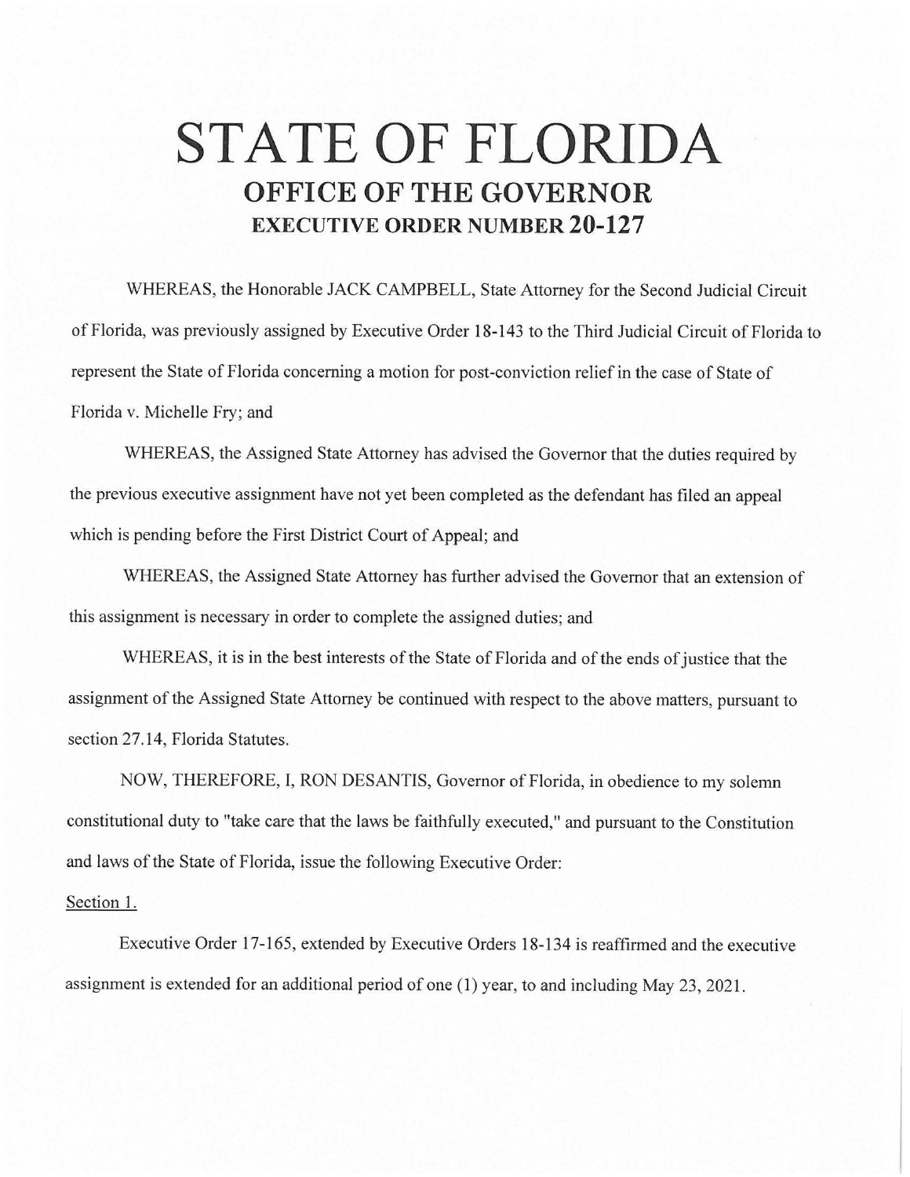# STATE OF FLORIDA

## OFFICE OF THE GOVERNOR

### EXECUTIVE ORDER NUMBER 20-127

WHEREAS, the Honorable JACK CAMPBELL, State Attorney for the Second Judicial Circuit of Florida, was previously assigned by Executive Order 18-143 to the Third Judicial Circuit of Florida to represent the State of Florida concerning a motion for post-conviction relief in the case of State of Florida v. Michelle Fry; and

WHEREAS, the Assigned State Attorney has advised the Governor that the duties required by the previous executive assignment have not yet been completed as the defendant has filed an appeal which is pending before the First District Court of Appeal; and

WHEREAS, the Assigned State Attorney has further advised the Governor that an extension of this assignment is necessary in order to complete the assigned duties; and

WHEREAS, it is in the best interests of the State of Florida and of the ends of justice that the assignment of the Assigned State Attorney be continued with respect to the above matters, pursuant to section 27.14, Florida Statutes.

NOW, THEREFORE, I, RON DESANTIS, Governor of Florida, in obedience to my solemn constitutional duty to "take care that the laws be faithfully executed," and pursuant to the Constitution and laws of the State of Florida, issue the following Executive Order:

Section 1.

Executive Order 17-165, extended by Executive Orders 18-134 is reaffirmed and the executive assignment is extended for an additional period of one (1) year, to and including May 23, 2021.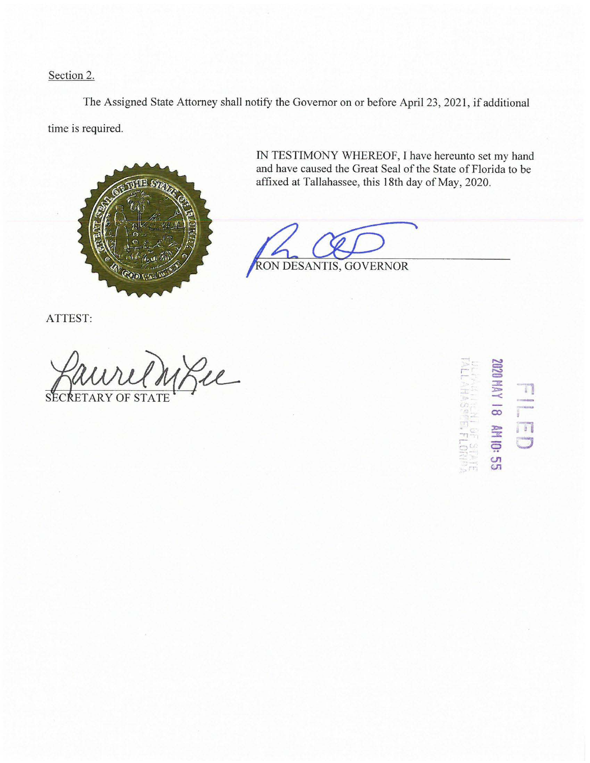Section 2.

The Assigned State Attorney shall notify the Governor on or before April 23, 2021, if additional time is required.

IN TESTIMONY WHEREOF, I have hereunto set my hand and have caused the Great Seal of the State of Florida to be affixed at Tallahassee, this 18th day of May, 2020.

RON DESANTIS, GOVERNOR

ATTEST:

SECRETARY OF STATE

FILED
2020 MAY 18 AM 10: 55
DEPARTMENT OF STATE
TALLAHASSEE, FLORIDA